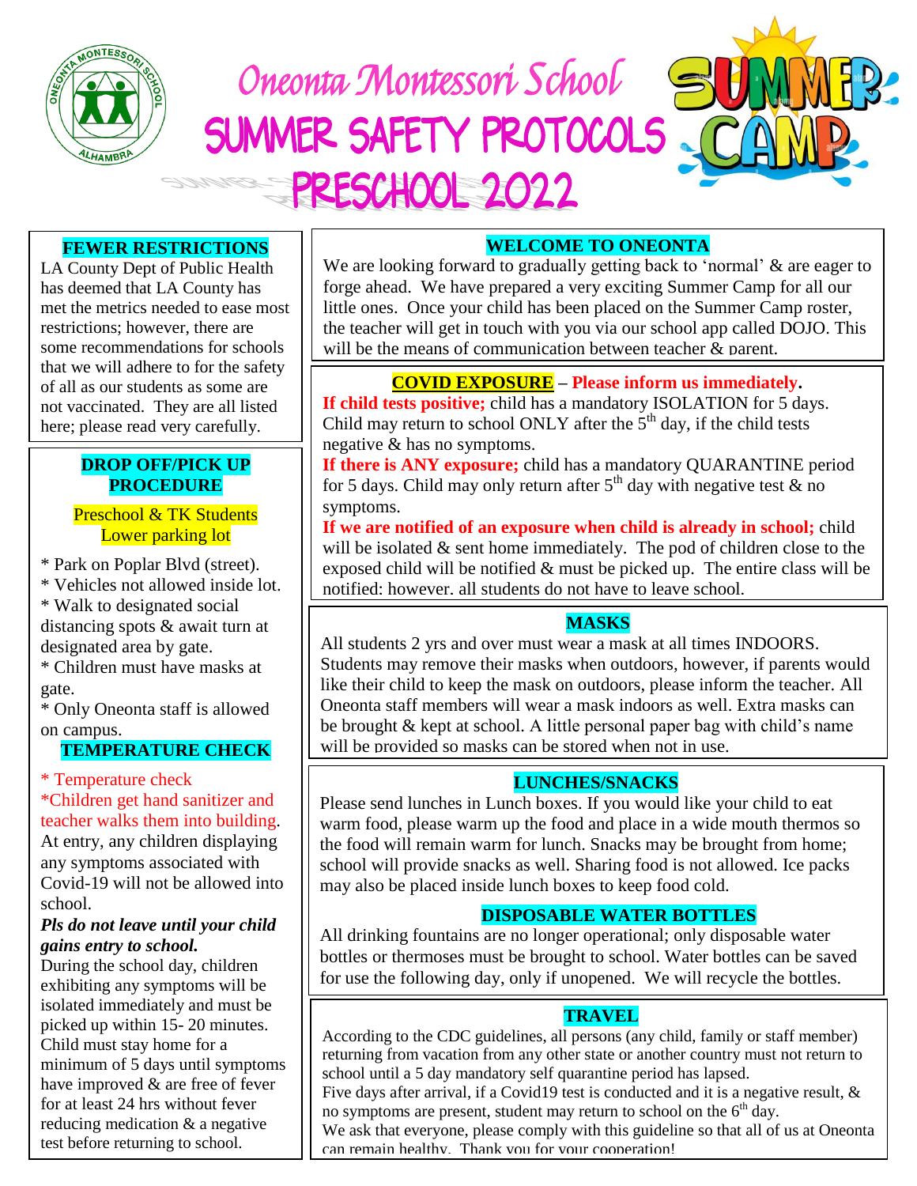# Oneonta Montessori School

# SUMMER SAFETY PROTOCOLS

# PRESCHOOL 2022

SUMMER CAMP

## FEWER RESTRICTIONS

LA County Dept of Public Health has deemed that LA County has met the metrics needed to ease most restrictions; however, there are some recommendations for schools that we will adhere to for the safety of all as our students as some are not vaccinated. They are all listed here; please read very carefully.

## DROP OFF/PICK UP PROCEDURE

Preschool & TK Students
Lower parking lot

* Park on Poplar Blvd (street).
* Vehicles not allowed inside lot.
* Walk to designated social distancing spots & await turn at designated area by gate.
* Children must have masks at gate.
* Only Oneonta staff is allowed on campus.

## TEMPERATURE CHECK

* Temperature check
*Children get hand sanitizer and teacher walks them into building. At entry, any children displaying any symptoms associated with Covid-19 will not be allowed into school.

***Pls do not leave until your child gains entry to school.***

During the school day, children exhibiting any symptoms will be isolated immediately and must be picked up within 15- 20 minutes. Child must stay home for a minimum of 5 days until symptoms have improved & are free of fever for at least 24 hrs without fever reducing medication & a negative test before returning to school.

## WELCOME TO ONEONTA

We are looking forward to gradually getting back to 'normal' & are eager to forge ahead. We have prepared a very exciting Summer Camp for all our little ones. Once your child has been placed on the Summer Camp roster, the teacher will get in touch with you via our school app called DOJO. This will be the means of communication between teacher & parent.

## COVID EXPOSURE – Please inform us immediately.

**If child tests positive;** child has a mandatory ISOLATION for 5 days. Child may return to school ONLY after the 5th day, if the child tests negative & has no symptoms.

**If there is ANY exposure;** child has a mandatory QUARANTINE period for 5 days. Child may only return after 5th day with negative test & no symptoms.

**If we are notified of an exposure when child is already in school;** child will be isolated & sent home immediately. The pod of children close to the exposed child will be notified & must be picked up. The entire class will be notified: however, all students do not have to leave school.

## MASKS

All students 2 yrs and over must wear a mask at all times INDOORS. Students may remove their masks when outdoors, however, if parents would like their child to keep the mask on outdoors, please inform the teacher. All Oneonta staff members will wear a mask indoors as well. Extra masks can be brought & kept at school. A little personal paper bag with child's name will be provided so masks can be stored when not in use.

## LUNCHES/SNACKS

Please send lunches in Lunch boxes. If you would like your child to eat warm food, please warm up the food and place in a wide mouth thermos so the food will remain warm for lunch. Snacks may be brought from home; school will provide snacks as well. Sharing food is not allowed. Ice packs may also be placed inside lunch boxes to keep food cold.

## DISPOSABLE WATER BOTTLES

All drinking fountains are no longer operational; only disposable water bottles or thermoses must be brought to school. Water bottles can be saved for use the following day, only if unopened. We will recycle the bottles.

## TRAVEL

According to the CDC guidelines, all persons (any child, family or staff member) returning from vacation from any other state or another country must not return to school until a 5 day mandatory self quarantine period has lapsed.
Five days after arrival, if a Covid19 test is conducted and it is a negative result, & no symptoms are present, student may return to school on the 6th day.
We ask that everyone, please comply with this guideline so that all of us at Oneonta can remain healthy. Thank you for your cooperation!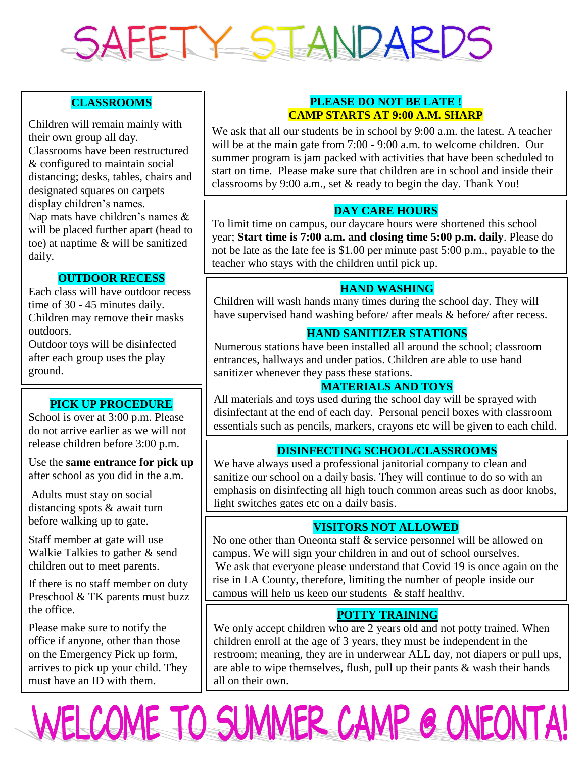# SAFETY STANDARDS

## CLASSROOMS

Children will remain mainly with their own group all day.
Classrooms have been restructured & configured to maintain social distancing; desks, tables, chairs and designated squares on carpets display children's names.
Nap mats have children's names & will be placed further apart (head to toe) at naptime & will be sanitized daily.

## OUTDOOR RECESS

Each class will have outdoor recess time of 30 - 45 minutes daily. Children may remove their masks outdoors.
Outdoor toys will be disinfected after each group uses the play ground.

## PICK UP PROCEDURE

School is over at 3:00 p.m. Please do not arrive earlier as we will not release children before 3:00 p.m.

Use the **same entrance for pick up** after school as you did in the a.m.

Adults must stay on social distancing spots & await turn before walking up to gate.

Staff member at gate will use Walkie Talkies to gather & send children out to meet parents.

If there is no staff member on duty Preschool & TK parents must buzz the office.

Please make sure to notify the office if anyone, other than those on the Emergency Pick up form, arrives to pick up your child. They must have an ID with them.

## PLEASE DO NOT BE LATE ! CAMP STARTS AT 9:00 A.M. SHARP

We ask that all our students be in school by 9:00 a.m. the latest. A teacher will be at the main gate from 7:00 - 9:00 a.m. to welcome children. Our summer program is jam packed with activities that have been scheduled to start on time. Please make sure that children are in school and inside their classrooms by 9:00 a.m., set & ready to begin the day. Thank You!

## DAY CARE HOURS

To limit time on campus, our daycare hours were shortened this school year; **Start time is 7:00 a.m. and closing time 5:00 p.m. daily**. Please do not be late as the late fee is $1.00 per minute past 5:00 p.m., payable to the teacher who stays with the children until pick up.

## HAND WASHING

Children will wash hands many times during the school day. They will have supervised hand washing before/ after meals & before/ after recess.

## HAND SANITIZER STATIONS

Numerous stations have been installed all around the school; classroom entrances, hallways and under patios. Children are able to use hand sanitizer whenever they pass these stations.

## MATERIALS AND TOYS

All materials and toys used during the school day will be sprayed with disinfectant at the end of each day. Personal pencil boxes with classroom essentials such as pencils, markers, crayons etc will be given to each child.

## DISINFECTING SCHOOL/CLASSROOMS

We have always used a professional janitorial company to clean and sanitize our school on a daily basis. They will continue to do so with an emphasis on disinfecting all high touch common areas such as door knobs, light switches gates etc on a daily basis.

## VISITORS NOT ALLOWED

No one other than Oneonta staff & service personnel will be allowed on campus. We will sign your children in and out of school ourselves.
We ask that everyone please understand that Covid 19 is once again on the rise in LA County, therefore, limiting the number of people inside our campus will help us keep our students & staff healthy.

## POTTY TRAINING

We only accept children who are 2 years old and not potty trained. When children enroll at the age of 3 years, they must be independent in the restroom; meaning, they are in underwear ALL day, not diapers or pull ups, are able to wipe themselves, flush, pull up their pants & wash their hands all on their own.

# WELCOME TO SUMMER CAMP @ ONEONTA!